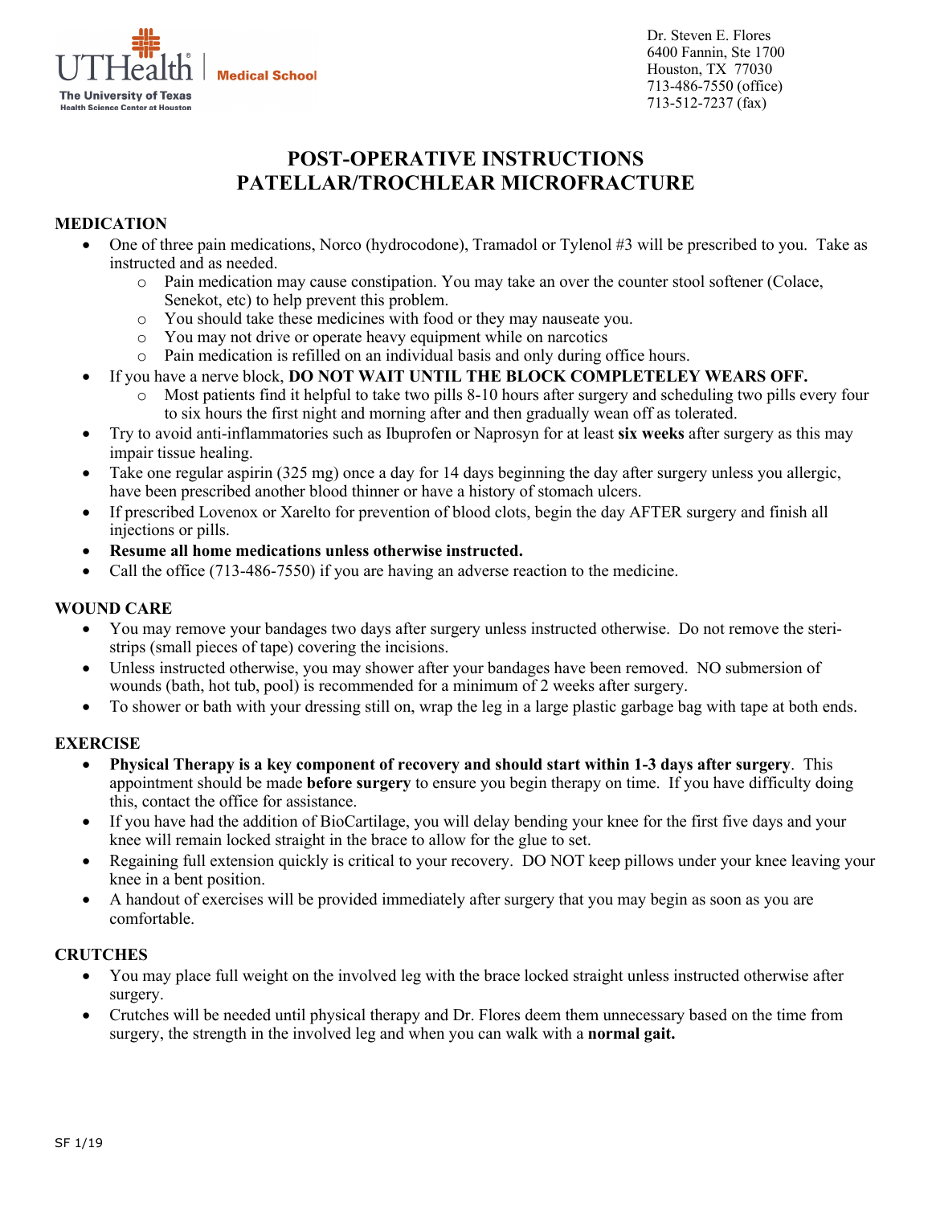UTHealth | Medical School
The University of Texas Health Science Center at Houston

Dr. Steven E. Flores
6400 Fannin, Ste 1700
Houston, TX 77030
713-486-7550 (office)
713-512-7237 (fax)

# POST-OPERATIVE INSTRUCTIONS
# PATELLAR/TROCHLEAR MICROFRACTURE

## MEDICATION

- One of three pain medications, Norco (hydrocodone), Tramadol or Tylenol #3 will be prescribed to you. Take as instructed and as needed.
  - Pain medication may cause constipation. You may take an over the counter stool softener (Colace, Senekot, etc) to help prevent this problem.
  - You should take these medicines with food or they may nauseate you.
  - You may not drive or operate heavy equipment while on narcotics
  - Pain medication is refilled on an individual basis and only during office hours.
- If you have a nerve block, **DO NOT WAIT UNTIL THE BLOCK COMPLETELEY WEARS OFF.**
  - Most patients find it helpful to take two pills 8-10 hours after surgery and scheduling two pills every four to six hours the first night and morning after and then gradually wean off as tolerated.
- Try to avoid anti-inflammatories such as Ibuprofen or Naprosyn for at least **six weeks** after surgery as this may impair tissue healing.
- Take one regular aspirin (325 mg) once a day for 14 days beginning the day after surgery unless you allergic, have been prescribed another blood thinner or have a history of stomach ulcers.
- If prescribed Lovenox or Xarelto for prevention of blood clots, begin the day AFTER surgery and finish all injections or pills.
- **Resume all home medications unless otherwise instructed.**
- Call the office (713-486-7550) if you are having an adverse reaction to the medicine.

## WOUND CARE

- You may remove your bandages two days after surgery unless instructed otherwise. Do not remove the steri-strips (small pieces of tape) covering the incisions.
- Unless instructed otherwise, you may shower after your bandages have been removed. NO submersion of wounds (bath, hot tub, pool) is recommended for a minimum of 2 weeks after surgery.
- To shower or bath with your dressing still on, wrap the leg in a large plastic garbage bag with tape at both ends.

## EXERCISE

- **Physical Therapy is a key component of recovery and should start within 1-3 days after surgery**. This appointment should be made **before surgery** to ensure you begin therapy on time. If you have difficulty doing this, contact the office for assistance.
- If you have had the addition of BioCartilage, you will delay bending your knee for the first five days and your knee will remain locked straight in the brace to allow for the glue to set.
- Regaining full extension quickly is critical to your recovery. DO NOT keep pillows under your knee leaving your knee in a bent position.
- A handout of exercises will be provided immediately after surgery that you may begin as soon as you are comfortable.

## CRUTCHES

- You may place full weight on the involved leg with the brace locked straight unless instructed otherwise after surgery.
- Crutches will be needed until physical therapy and Dr. Flores deem them unnecessary based on the time from surgery, the strength in the involved leg and when you can walk with a **normal gait.**

SF 1/19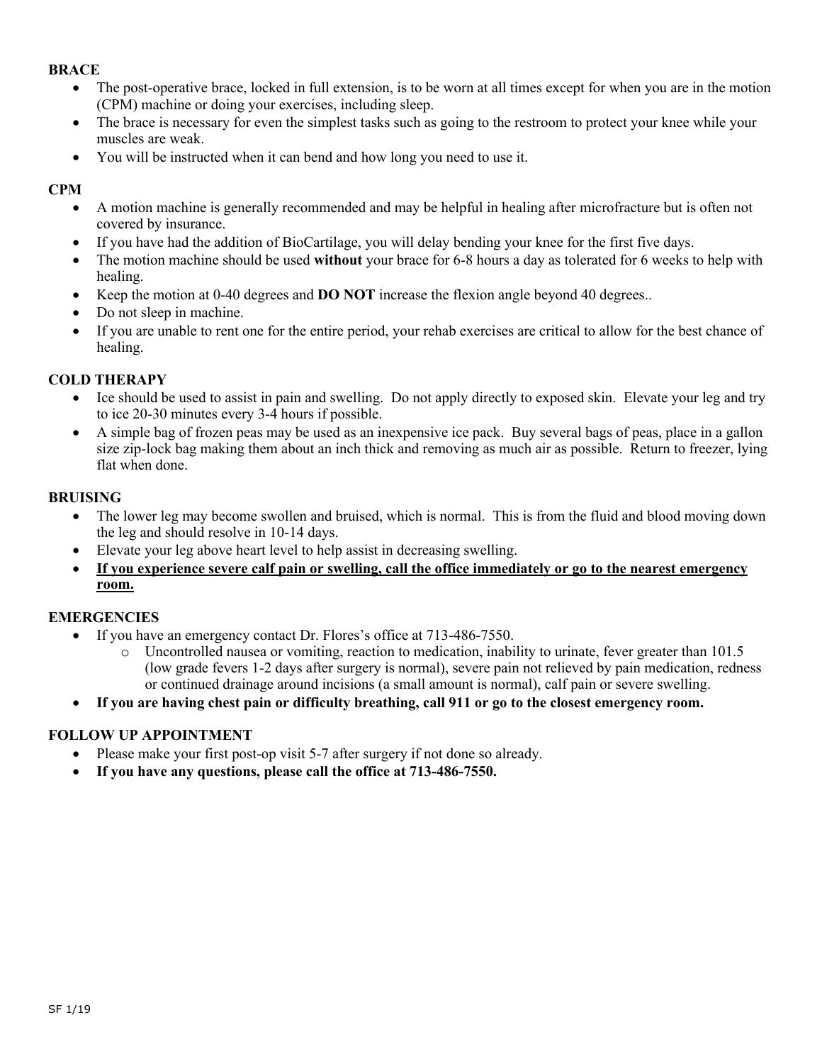**BRACE**

- The post-operative brace, locked in full extension, is to be worn at all times except for when you are in the motion (CPM) machine or doing your exercises, including sleep.
- The brace is necessary for even the simplest tasks such as going to the restroom to protect your knee while your muscles are weak.
- You will be instructed when it can bend and how long you need to use it.

**CPM**

- A motion machine is generally recommended and may be helpful in healing after microfracture but is often not covered by insurance.
- If you have had the addition of BioCartilage, you will delay bending your knee for the first five days.
- The motion machine should be used **without** your brace for 6-8 hours a day as tolerated for 6 weeks to help with healing.
- Keep the motion at 0-40 degrees and **DO NOT** increase the flexion angle beyond 40 degrees..
- Do not sleep in machine.
- If you are unable to rent one for the entire period, your rehab exercises are critical to allow for the best chance of healing.

**COLD THERAPY**

- Ice should be used to assist in pain and swelling. Do not apply directly to exposed skin. Elevate your leg and try to ice 20-30 minutes every 3-4 hours if possible.
- A simple bag of frozen peas may be used as an inexpensive ice pack. Buy several bags of peas, place in a gallon size zip-lock bag making them about an inch thick and removing as much air as possible. Return to freezer, lying flat when done.

**BRUISING**

- The lower leg may become swollen and bruised, which is normal. This is from the fluid and blood moving down the leg and should resolve in 10-14 days.
- Elevate your leg above heart level to help assist in decreasing swelling.
- <u>**If you experience severe calf pain or swelling, call the office immediately or go to the nearest emergency room.**</u>

**EMERGENCIES**

- If you have an emergency contact Dr. Flores's office at 713-486-7550.
  - Uncontrolled nausea or vomiting, reaction to medication, inability to urinate, fever greater than 101.5 (low grade fevers 1-2 days after surgery is normal), severe pain not relieved by pain medication, redness or continued drainage around incisions (a small amount is normal), calf pain or severe swelling.
- **If you are having chest pain or difficulty breathing, call 911 or go to the closest emergency room.**

**FOLLOW UP APPOINTMENT**

- Please make your first post-op visit 5-7 after surgery if not done so already.
- **If you have any questions, please call the office at 713-486-7550.**

SF 1/19